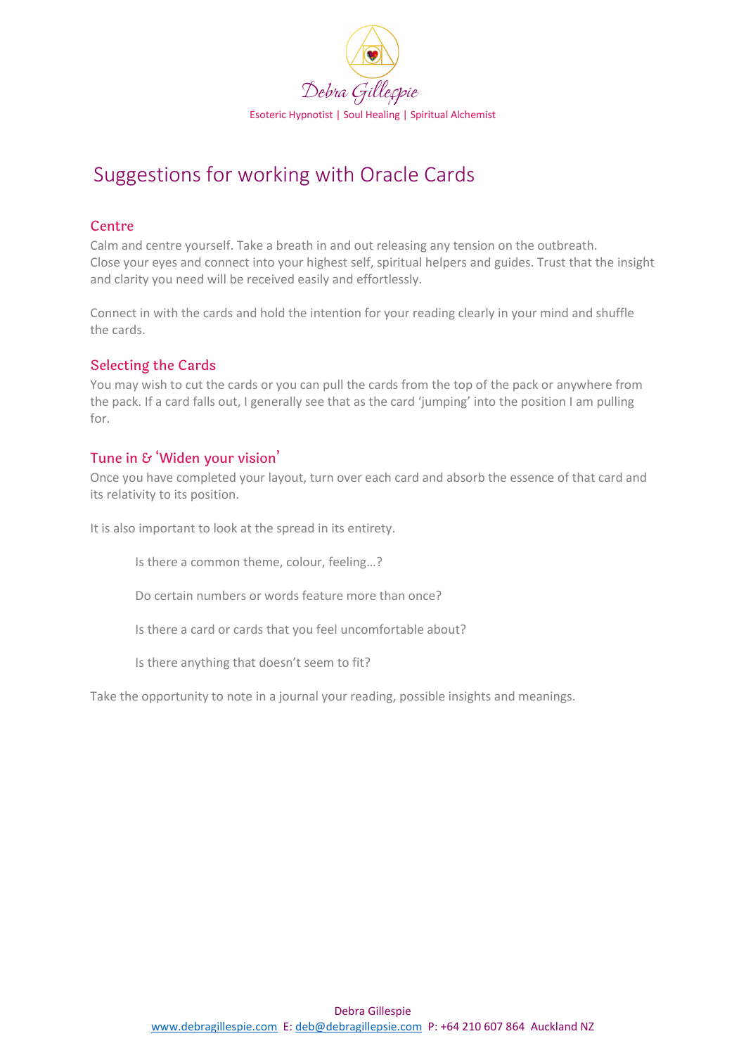Debra Gillespie

Esoteric Hypnotist | Soul Healing | Spiritual Alchemist

# Suggestions for working with Oracle Cards

## Centre

Calm and centre yourself. Take a breath in and out releasing any tension on the outbreath. Close your eyes and connect into your highest self, spiritual helpers and guides. Trust that the insight and clarity you need will be received easily and effortlessly.

Connect in with the cards and hold the intention for your reading clearly in your mind and shuffle the cards.

## Selecting the Cards

You may wish to cut the cards or you can pull the cards from the top of the pack or anywhere from the pack. If a card falls out, I generally see that as the card 'jumping' into the position I am pulling for.

## Tune in & 'Widen your vision'

Once you have completed your layout, turn over each card and absorb the essence of that card and its relativity to its position.

It is also important to look at the spread in its entirety.

> Is there a common theme, colour, feeling…?
>
> Do certain numbers or words feature more than once?
>
> Is there a card or cards that you feel uncomfortable about?
>
> Is there anything that doesn't seem to fit?

Take the opportunity to note in a journal your reading, possible insights and meanings.

Debra Gillespie
www.debragillespie.com E: deb@debragillespie.com P: +64 210 607 864 Auckland NZ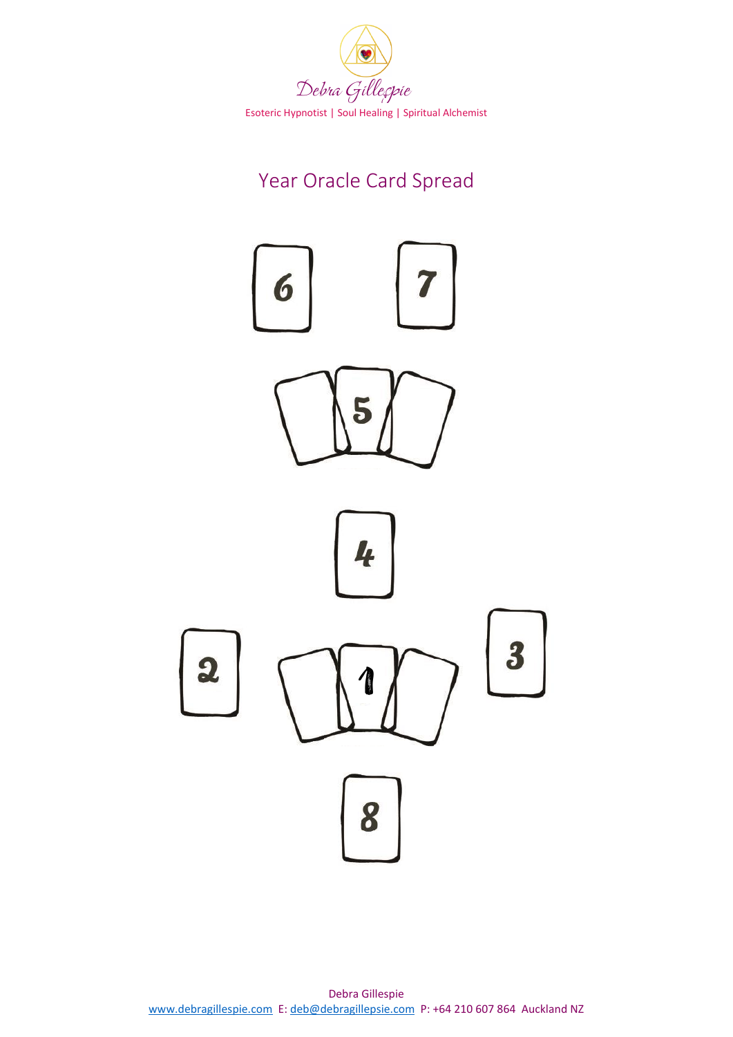# Year Oracle Card Spread

6
7
5
4
2
1
3
8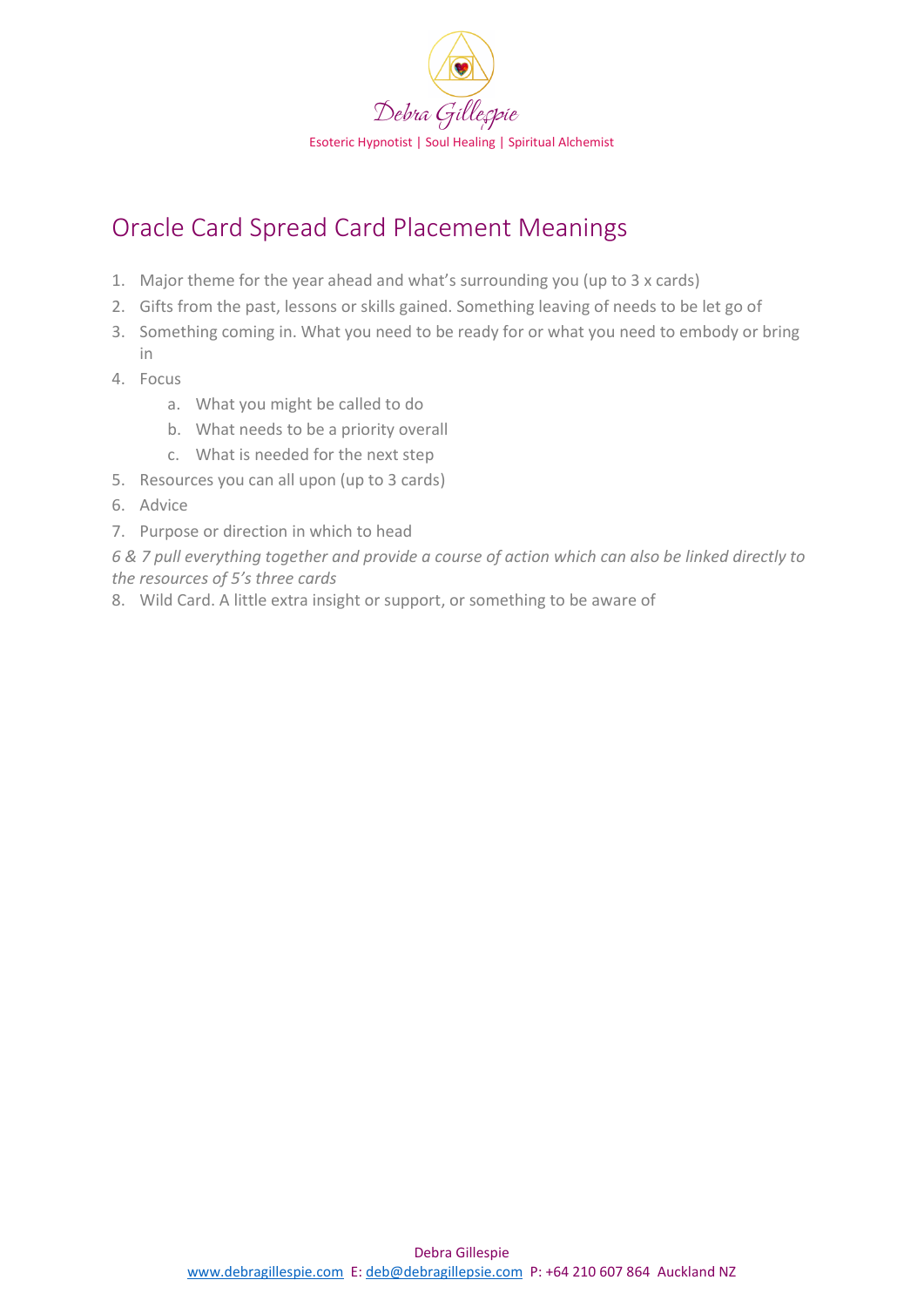Debra Gillespie

Esoteric Hypnotist | Soul Healing | Spiritual Alchemist

# Oracle Card Spread Card Placement Meanings

1. Major theme for the year ahead and what's surrounding you (up to 3 x cards)
2. Gifts from the past, lessons or skills gained. Something leaving of needs to be let go of
3. Something coming in. What you need to be ready for or what you need to embody or bring in
4. Focus
    a. What you might be called to do
    b. What needs to be a priority overall
    c. What is needed for the next step
5. Resources you can all upon (up to 3 cards)
6. Advice
7. Purpose or direction in which to head

*6 & 7 pull everything together and provide a course of action which can also be linked directly to the resources of 5's three cards*

8. Wild Card. A little extra insight or support, or something to be aware of

Debra Gillespie
www.debragillespie.com E: deb@debragillepsie.com P: +64 210 607 864 Auckland NZ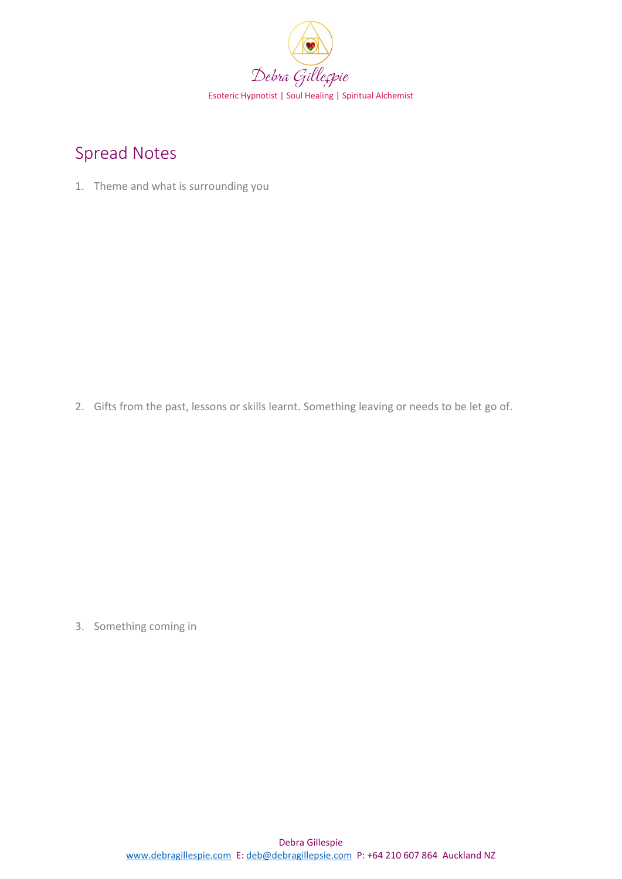## Spread Notes

1. Theme and what is surrounding you

2. Gifts from the past, lessons or skills learnt. Something leaving or needs to be let go of.

3. Something coming in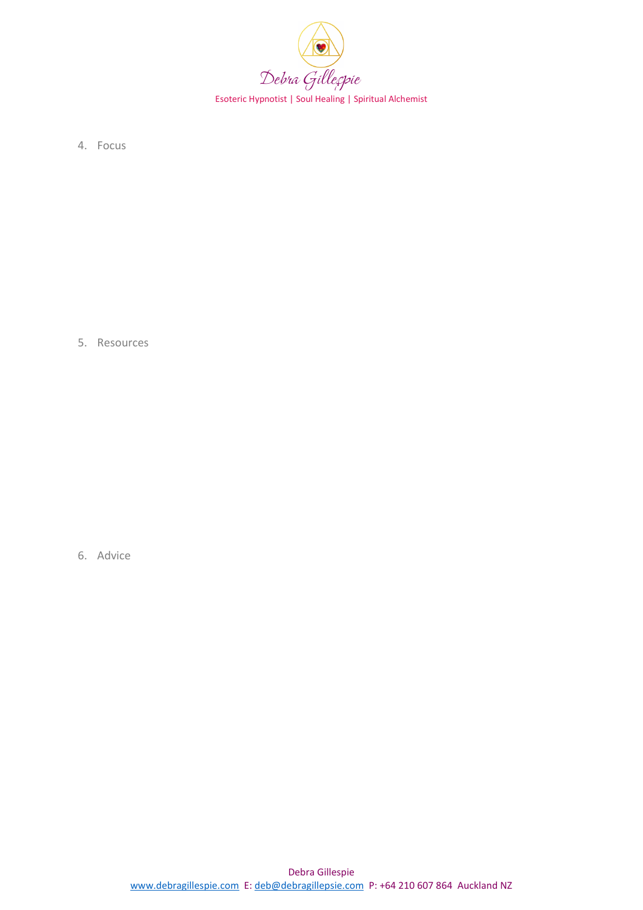4. Focus

5. Resources

6. Advice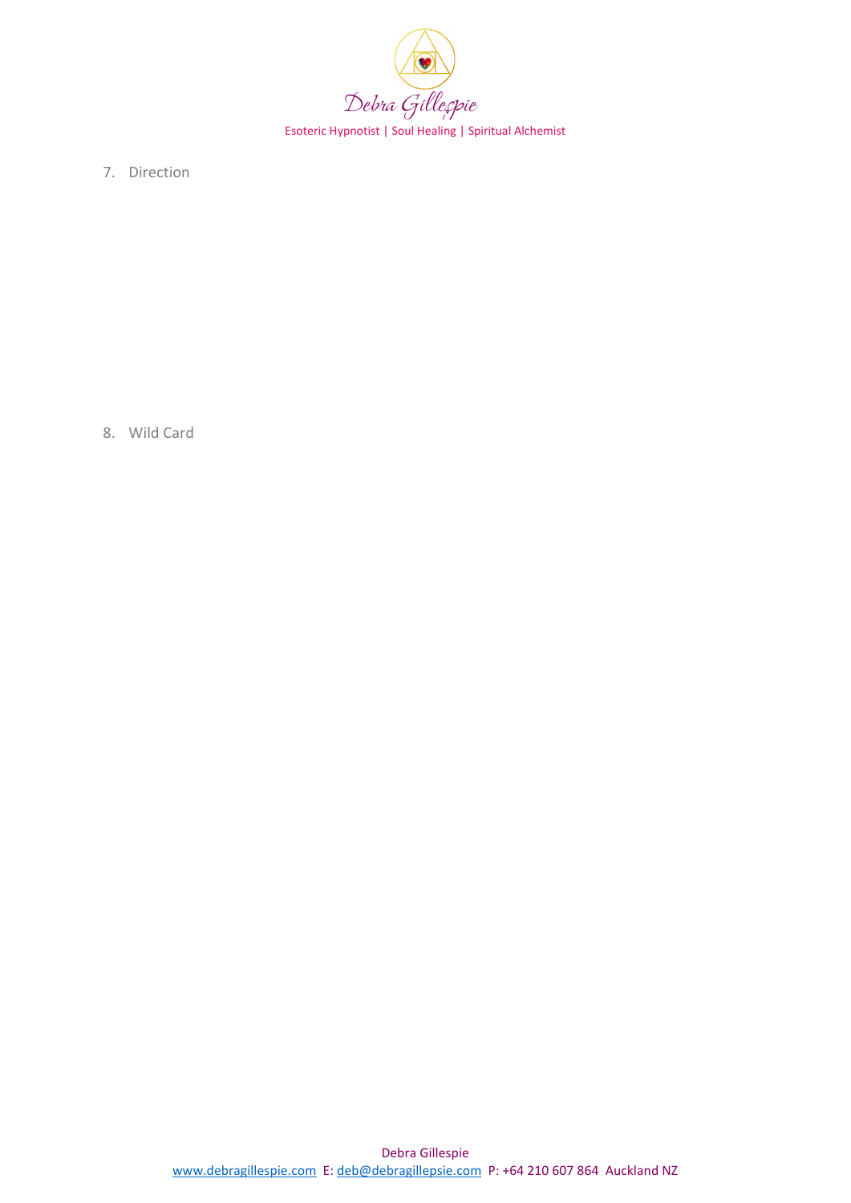7. Direction

8. Wild Card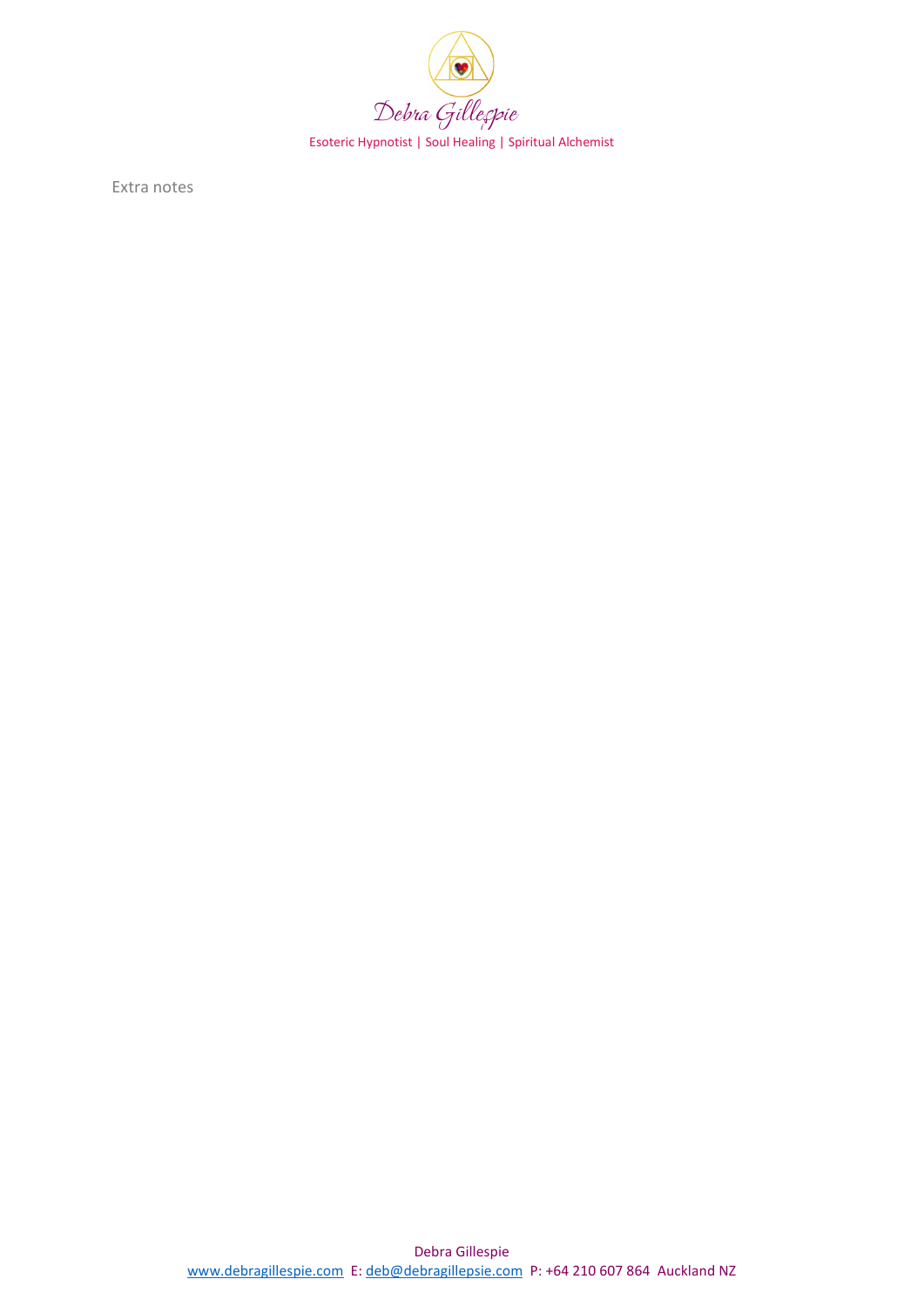Extra notes